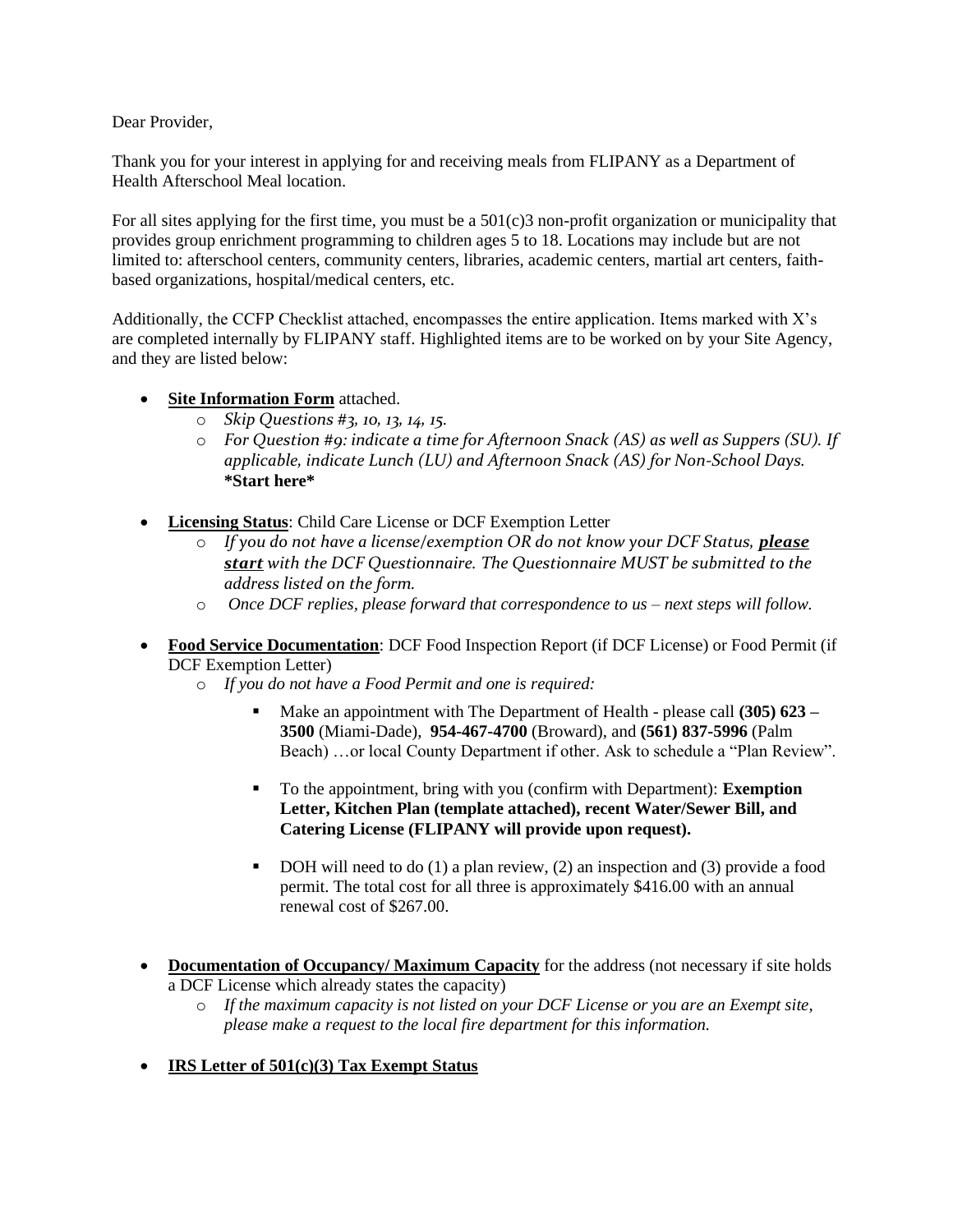Dear Provider,

Thank you for your interest in applying for and receiving meals from FLIPANY as a Department of Health Afterschool Meal location.

For all sites applying for the first time, you must be a 501(c)3 non-profit organization or municipality that provides group enrichment programming to children ages 5 to 18. Locations may include but are not limited to: afterschool centers, community centers, libraries, academic centers, martial art centers, faith-based organizations, hospital/medical centers, etc.

Additionally, the CCFP Checklist attached, encompasses the entire application. Items marked with X's are completed internally by FLIPANY staff. Highlighted items are to be worked on by your Site Agency, and they are listed below:

- **Site Information Form** attached.
  - *Skip Questions #3, 10, 13, 14, 15.*
  - *For Question #9: indicate a time for Afternoon Snack (AS) as well as Suppers (SU). If applicable, indicate Lunch (LU) and Afternoon Snack (AS) for Non-School Days.* **\*Start here\***

- **Licensing Status**: Child Care License or DCF Exemption Letter
  - *If you do not have a license/exemption OR do not know your DCF Status, **please start** with the DCF Questionnaire. The Questionnaire MUST be submitted to the address listed on the form.*
  - *Once DCF replies, please forward that correspondence to us – next steps will follow.*

- **Food Service Documentation**: DCF Food Inspection Report (if DCF License) or Food Permit (if DCF Exemption Letter)
  - *If you do not have a Food Permit and one is required:*
    - Make an appointment with The Department of Health - please call **(305) 623 – 3500** (Miami-Dade), **954-467-4700** (Broward), and **(561) 837-5996** (Palm Beach) …or local County Department if other. Ask to schedule a "Plan Review".
    - To the appointment, bring with you (confirm with Department): **Exemption Letter, Kitchen Plan (template attached), recent Water/Sewer Bill, and Catering License (FLIPANY will provide upon request).**
    - DOH will need to do (1) a plan review, (2) an inspection and (3) provide a food permit. The total cost for all three is approximately $416.00 with an annual renewal cost of $267.00.

- **Documentation of Occupancy/ Maximum Capacity** for the address (not necessary if site holds a DCF License which already states the capacity)
  - *If the maximum capacity is not listed on your DCF License or you are an Exempt site, please make a request to the local fire department for this information.*

- **IRS Letter of 501(c)(3) Tax Exempt Status**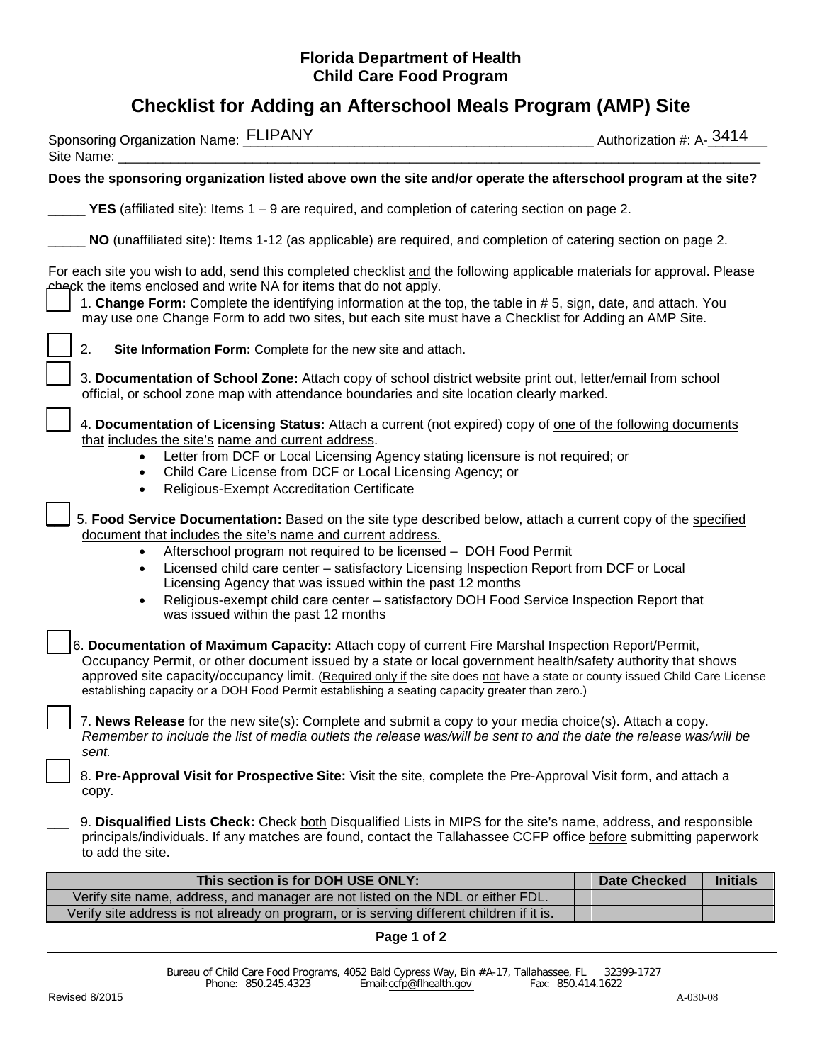**Florida Department of Health**
**Child Care Food Program**

# Checklist for Adding an Afterschool Meals Program (AMP) Site

Sponsoring Organization Name: FLIPANY Authorization #: A-3414
Site Name: ___________________________________________

**Does the sponsoring organization listed above own the site and/or operate the afterschool program at the site?**

_____ **YES** (affiliated site): Items 1 – 9 are required, and completion of catering section on page 2.

_____ **NO** (unaffiliated site): Items 1-12 (as applicable) are required, and completion of catering section on page 2.

For each site you wish to add, send this completed checklist and the following applicable materials for approval. Please check the items enclosed and write NA for items that do not apply.

☐ 1. **Change Form:** Complete the identifying information at the top, the table in # 5, sign, date, and attach. You may use one Change Form to add two sites, but each site must have a Checklist for Adding an AMP Site.

☐ 2. **Site Information Form:** Complete for the new site and attach.

☐ 3. **Documentation of School Zone:** Attach copy of school district website print out, letter/email from school official, or school zone map with attendance boundaries and site location clearly marked.

☐ 4. **Documentation of Licensing Status:** Attach a current (not expired) copy of one of the following documents that includes the site's name and current address.
- Letter from DCF or Local Licensing Agency stating licensure is not required; or
- Child Care License from DCF or Local Licensing Agency; or
- Religious-Exempt Accreditation Certificate

☐ 5. **Food Service Documentation:** Based on the site type described below, attach a current copy of the specified document that includes the site's name and current address.
- Afterschool program not required to be licensed – DOH Food Permit
- Licensed child care center – satisfactory Licensing Inspection Report from DCF or Local Licensing Agency that was issued within the past 12 months
- Religious-exempt child care center – satisfactory DOH Food Service Inspection Report that was issued within the past 12 months

☐ 6. **Documentation of Maximum Capacity:** Attach copy of current Fire Marshal Inspection Report/Permit, Occupancy Permit, or other document issued by a state or local government health/safety authority that shows approved site capacity/occupancy limit. (Required only if the site does not have a state or county issued Child Care License establishing capacity or a DOH Food Permit establishing a seating capacity greater than zero.)

☐ 7. **News Release** for the new site(s): Complete and submit a copy to your media choice(s). Attach a copy. *Remember to include the list of media outlets the release was/will be sent to and the date the release was/will be sent.*

☐ 8. **Pre-Approval Visit for Prospective Site:** Visit the site, complete the Pre-Approval Visit form, and attach a copy.

___ 9. **Disqualified Lists Check:** Check both Disqualified Lists in MIPS for the site's name, address, and responsible principals/individuals. If any matches are found, contact the Tallahassee CCFP office before submitting paperwork to add the site.

| This section is for DOH USE ONLY: | Date Checked | Initials |
|---|---|---|
| Verify site name, address, and manager are not listed on the NDL or either FDL. | | |
| Verify site address is not already on program, or is serving different children if it is. | | |

Bureau of Child Care Food Programs, 4052 Bald Cypress Way, Bin #A-17, Tallahassee, FL 32399-1727
Phone: 850.245.4323 Email: ccfp@flhealth.gov Fax: 850.414.1622

Revised 8/2015 A-030-08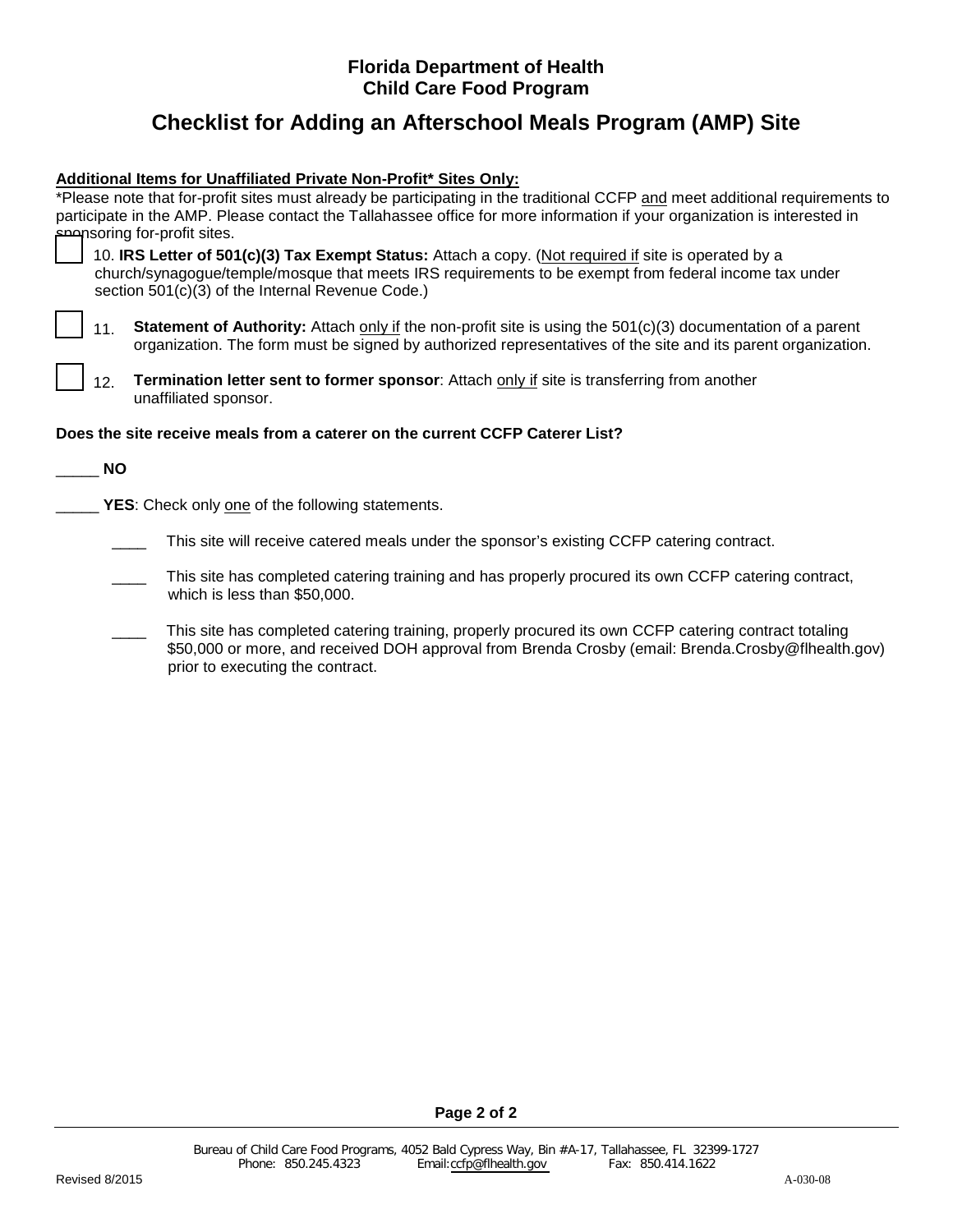**Florida Department of Health**
**Child Care Food Program**

# Checklist for Adding an Afterschool Meals Program (AMP) Site

**Additional Items for Unaffiliated Private Non-Profit* Sites Only:**

*Please note that for-profit sites must already be participating in the traditional CCFP and meet additional requirements to participate in the AMP. Please contact the Tallahassee office for more information if your organization is interested in sponsoring for-profit sites.

☐ 10. **IRS Letter of 501(c)(3) Tax Exempt Status:** Attach a copy. (Not required if site is operated by a church/synagogue/temple/mosque that meets IRS requirements to be exempt from federal income tax under section 501(c)(3) of the Internal Revenue Code.)

☐ 11. **Statement of Authority:** Attach only if the non-profit site is using the 501(c)(3) documentation of a parent organization. The form must be signed by authorized representatives of the site and its parent organization.

☐ 12. **Termination letter sent to former sponsor**: Attach only if site is transferring from another unaffiliated sponsor.

**Does the site receive meals from a caterer on the current CCFP Caterer List?**

_____ **NO**

_____ **YES**: Check only one of the following statements.

- ____ This site will receive catered meals under the sponsor's existing CCFP catering contract.
- ____ This site has completed catering training and has properly procured its own CCFP catering contract, which is less than $50,000.
- ____ This site has completed catering training, properly procured its own CCFP catering contract totaling $50,000 or more, and received DOH approval from Brenda Crosby (email: Brenda.Crosby@flhealth.gov) prior to executing the contract.

Bureau of Child Care Food Programs, 4052 Bald Cypress Way, Bin #A-17, Tallahassee, FL 32399-1727
Phone: 850.245.4323 Email: ccfp@flhealth.gov Fax: 850.414.1622

Revised 8/2015 A-030-08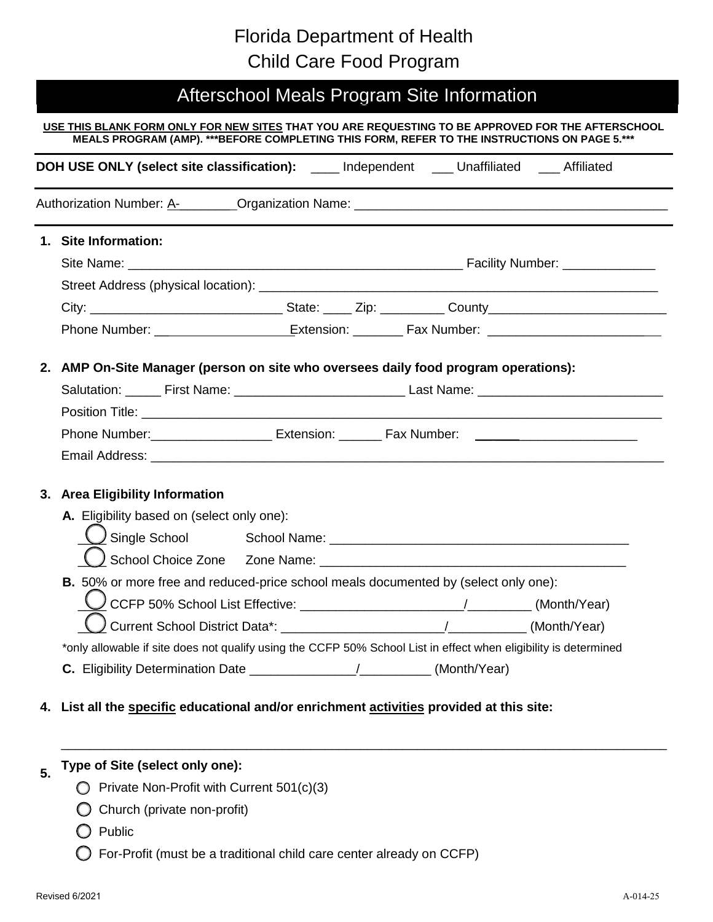# Florida Department of Health
# Child Care Food Program

## Afterschool Meals Program Site Information

**USE THIS BLANK FORM ONLY FOR NEW SITES THAT YOU ARE REQUESTING TO BE APPROVED FOR THE AFTERSCHOOL MEALS PROGRAM (AMP). \*\*\*BEFORE COMPLETING THIS FORM, REFER TO THE INSTRUCTIONS ON PAGE 5.\*\*\***

**DOH USE ONLY (select site classification):** ____ Independent ___ Unaffiliated ___ Affiliated

Authorization Number: A-________ Organization Name: ____________________________________________

**1. Site Information:**

Site Name: ________________________________________________ Facility Number: _____________

Street Address (physical location): ________________________________________________________

City: ___________________________ State: ____ Zip: _________ County_________________________

Phone Number: __________________ Extension: _______ Fax Number: ________________________

**2. AMP On-Site Manager (person on site who oversees daily food program operations):**

Salutation: _____ First Name: ________________________ Last Name: __________________________

Position Title: ________________________________________________________________________

Phone Number:_________________ Extension: ______ Fax Number: ______________________

Email Address: ________________________________________________________________________

**3. Area Eligibility Information**

**A.** Eligibility based on (select only one):

- ◯ Single School — School Name: ____________________________________________
- ◯ School Choice Zone — Zone Name: ____________________________________________

**B.** 50% or more free and reduced-price school meals documented by (select only one):

- ◯ CCFP 50% School List Effective: _______________________/_________ (Month/Year)
- ◯ Current School District Data\*: _______________________/___________ (Month/Year)

\*only allowable if site does not qualify using the CCFP 50% School List in effect when eligibility is determined

**C.** Eligibility Determination Date _______________/__________ (Month/Year)

**4. List all the <u>specific</u> educational and/or enrichment <u>activities</u> provided at this site:**

______________________________________________________________________________________

**5. Type of Site (select only one):**

- ◯ Private Non-Profit with Current 501(c)(3)
- ◯ Church (private non-profit)
- ◯ Public
- ◯ For-Profit (must be a traditional child care center already on CCFP)

Revised 6/2021 A-014-25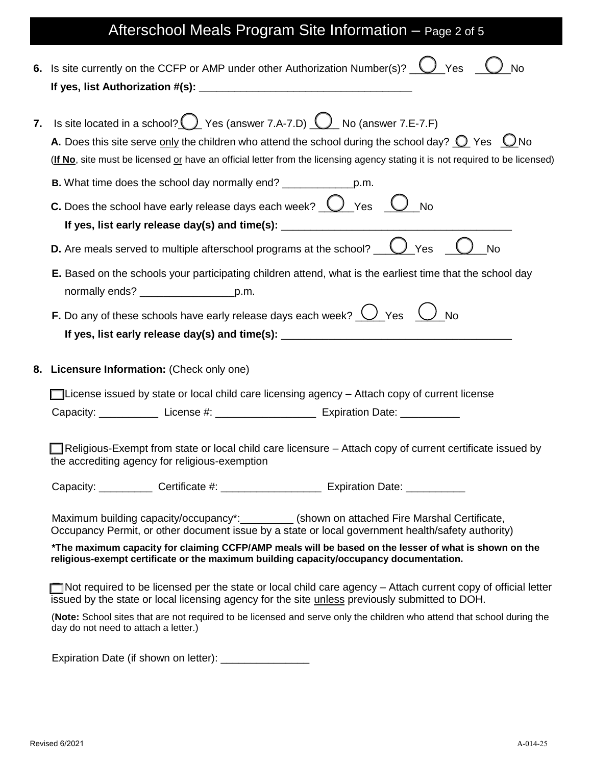# Afterschool Meals Program Site Information – Page 2 of 5

**6.** Is site currently on the CCFP or AMP under other Authorization Number(s)? ◯ Yes ◯ No
**If yes, list Authorization #(s):** ______________________________

**7.** Is site located in a school? ◯ Yes (answer 7.A-7.D) ◯ No (answer 7.E-7.F)

**A.** Does this site serve only the children who attend the school during the school day? ◯ Yes ◯ No
(**If No**, site must be licensed or have an official letter from the licensing agency stating it is not required to be licensed)

**B.** What time does the school day normally end? ____________p.m.

**C.** Does the school have early release days each week? ◯ Yes ◯ No
**If yes, list early release day(s) and time(s):** ______________________________

**D.** Are meals served to multiple afterschool programs at the school? ◯ Yes ◯ No

**E.** Based on the schools your participating children attend, what is the earliest time that the school day normally ends? ________________p.m.

**F.** Do any of these schools have early release days each week? ◯ Yes ◯ No
**If yes, list early release day(s) and time(s):** ______________________________

**8. Licensure Information:** (Check only one)

☐ License issued by state or local child care licensing agency – Attach copy of current license

Capacity: __________ License #: _________________ Expiration Date: __________

☐ Religious-Exempt from state or local child care licensure – Attach copy of current certificate issued by the accrediting agency for religious-exemption

Capacity: _________ Certificate #: _________________ Expiration Date: __________

Maximum building capacity/occupancy*:_________ (shown on attached Fire Marshal Certificate, Occupancy Permit, or other document issue by a state or local government health/safety authority)

***The maximum capacity for claiming CCFP/AMP meals will be based on the lesser of what is shown on the religious-exempt certificate or the maximum building capacity/occupancy documentation.**

☐ Not required to be licensed per the state or local child care agency – Attach current copy of official letter issued by the state or local licensing agency for the site unless previously submitted to DOH.

(**Note:** School sites that are not required to be licensed and serve only the children who attend that school during the day do not need to attach a letter.)

Expiration Date (if shown on letter): _______________

Revised 6/2021 A-014-25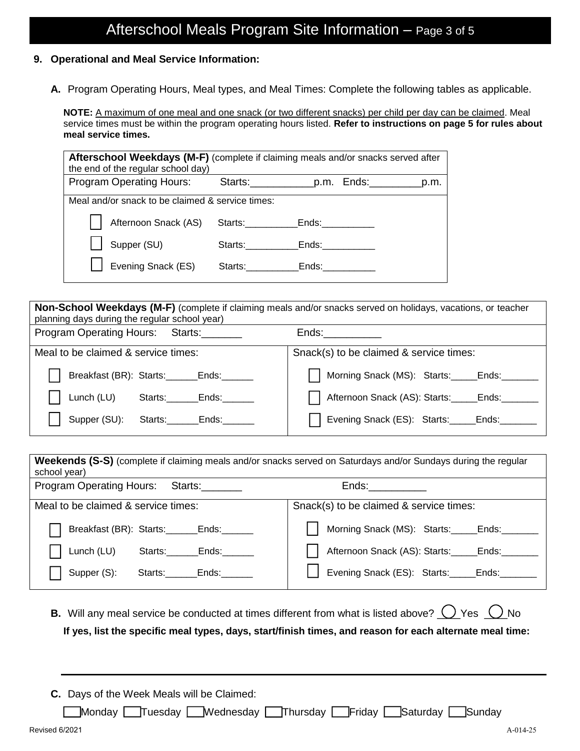## Afterschool Meals Program Site Information – Page 3 of 5

**9. Operational and Meal Service Information:**

**A.** Program Operating Hours, Meal types, and Meal Times: Complete the following tables as applicable.

**NOTE:** A maximum of one meal and one snack (or two different snacks) per child per day can be claimed. Meal service times must be within the program operating hours listed. **Refer to instructions on page 5 for rules about meal service times.**

| **Afterschool Weekdays (M-F)** (complete if claiming meals and/or snacks served after the end of the regular school day) |
|---|
| Program Operating Hours: Starts:___________p.m. Ends:_________p.m. |
| Meal and/or snack to be claimed & service times: |
| ☐ Afternoon Snack (AS) Starts:__________Ends:__________ |
| ☐ Supper (SU) Starts:__________Ends:__________ |
| ☐ Evening Snack (ES) Starts:__________Ends:__________ |

| **Non-School Weekdays (M-F)** (complete if claiming meals and/or snacks served on holidays, vacations, or teacher planning days during the regular school year) | |
|---|---|
| Program Operating Hours: Starts:_______ | Ends:__________ |
| Meal to be claimed & service times: | Snack(s) to be claimed & service times: |
| ☐ Breakfast (BR): Starts:______Ends:______ | ☐ Morning Snack (MS): Starts:_____Ends:_______ |
| ☐ Lunch (LU) Starts:______Ends:______ | ☐ Afternoon Snack (AS): Starts:_____Ends:_______ |
| ☐ Supper (SU): Starts:______Ends:______ | ☐ Evening Snack (ES): Starts:_____Ends:_______ |

| **Weekends (S-S)** (complete if claiming meals and/or snacks served on Saturdays and/or Sundays during the regular school year) | |
|---|---|
| Program Operating Hours: Starts:_______ | Ends:__________ |
| Meal to be claimed & service times: | Snack(s) to be claimed & service times: |
| ☐ Breakfast (BR): Starts:______Ends:______ | ☐ Morning Snack (MS): Starts:_____Ends:_______ |
| ☐ Lunch (LU) Starts:______Ends:______ | ☐ Afternoon Snack (AS): Starts:_____Ends:_______ |
| ☐ Supper (S): Starts:______Ends:______ | ☐ Evening Snack (ES): Starts:_____Ends:_______ |

**B.** Will any meal service be conducted at times different from what is listed above? ◯ Yes ◯ No

**If yes, list the specific meal types, days, start/finish times, and reason for each alternate meal time:**

_____________________________________________________________________________

**C.** Days of the Week Meals will be Claimed:

☐ Monday ☐ Tuesday ☐ Wednesday ☐ Thursday ☐ Friday ☐ Saturday ☐ Sunday

Revised 6/2021 A-014-25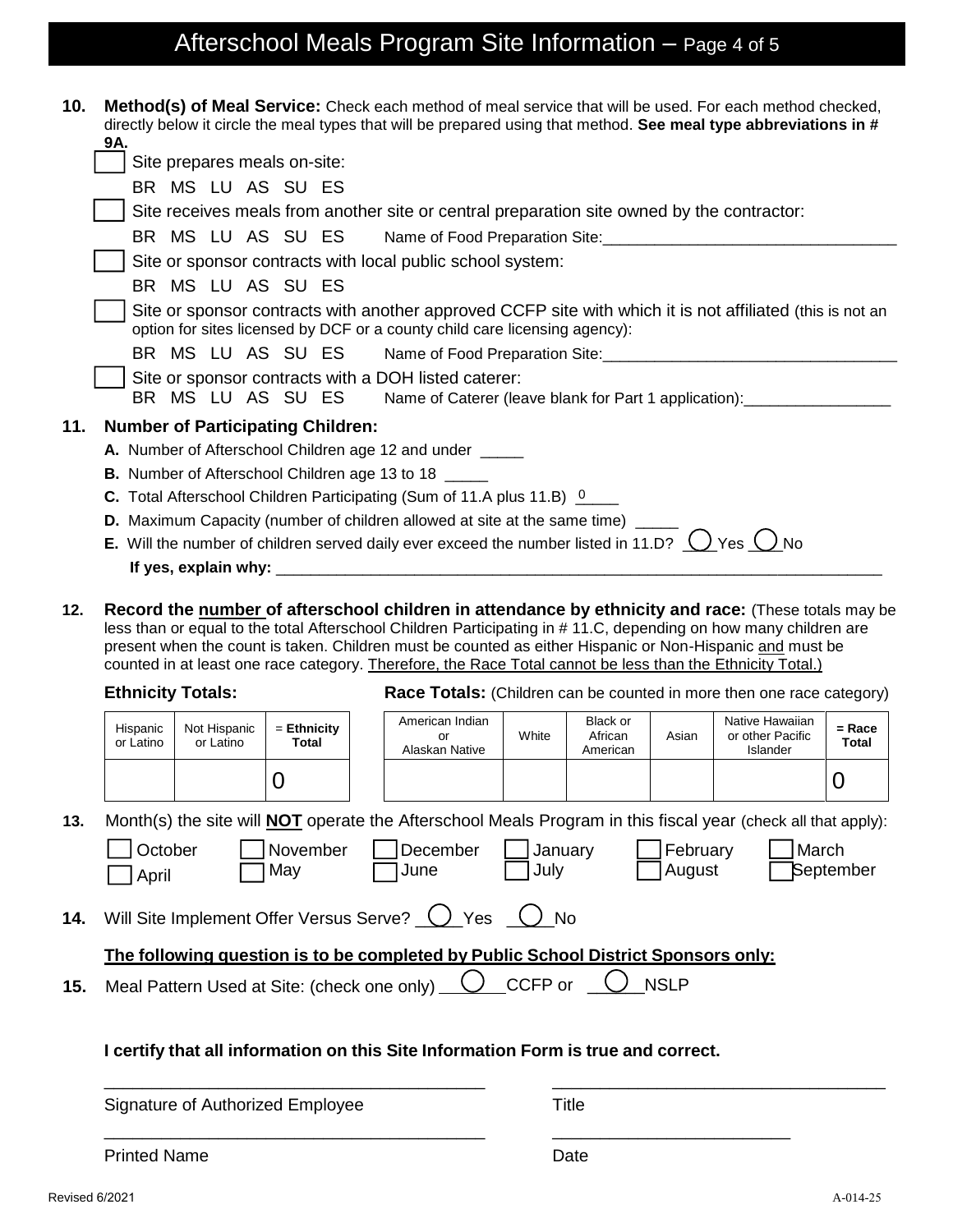# Afterschool Meals Program Site Information – Page 4 of 5

**10. Method(s) of Meal Service:** Check each method of meal service that will be used. For each method checked, directly below it circle the meal types that will be prepared using that method. **See meal type abbreviations in # 9A.**

- ☐ Site prepares meals on-site:
  BR MS LU AS SU ES
- ☐ Site receives meals from another site or central preparation site owned by the contractor:
  BR MS LU AS SU ES  Name of Food Preparation Site:___________________________________
- ☐ Site or sponsor contracts with local public school system:
  BR MS LU AS SU ES
- ☐ Site or sponsor contracts with another approved CCFP site with which it is not affiliated (this is not an option for sites licensed by DCF or a county child care licensing agency):
  BR MS LU AS SU ES  Name of Food Preparation Site:___________________________________
- ☐ Site or sponsor contracts with a DOH listed caterer:
  BR MS LU AS SU ES  Name of Caterer (leave blank for Part 1 application):__________________

**11. Number of Participating Children:**

**A.** Number of Afterschool Children age 12 and under _____

**B.** Number of Afterschool Children age 13 to 18 _____

**C.** Total Afterschool Children Participating (Sum of 11.A plus 11.B) 0____

**D.** Maximum Capacity (number of children allowed at site at the same time) _____

**E.** Will the number of children served daily ever exceed the number listed in 11.D? ◯ Yes ◯ No

**If yes, explain why:** ___________________________________________________________________________

**12. Record the number of afterschool children in attendance by ethnicity and race:** (These totals may be less than or equal to the total Afterschool Children Participating in # 11.C, depending on how many children are present when the count is taken. Children must be counted as either Hispanic or Non-Hispanic and must be counted in at least one race category. Therefore, the Race Total cannot be less than the Ethnicity Total.)

**Ethnicity Totals:**

| Hispanic or Latino | Not Hispanic or Latino | = **Ethnicity Total** |
|---|---|---|
| | | 0 |

**Race Totals:** (Children can be counted in more then one race category)

| American Indian or Alaskan Native | White | Black or African American | Asian | Native Hawaiian or other Pacific Islander | **= Race Total** |
|---|---|---|---|---|---|
| | | | | | 0 |

**13.** Month(s) the site will **NOT** operate the Afterschool Meals Program in this fiscal year (check all that apply):

☐ October ☐ November ☐ December ☐ January ☐ February ☐ March
☐ April ☐ May ☐ June ☐ July ☐ August ☐ September

**14.** Will Site Implement Offer Versus Serve? ◯ Yes ◯ No

**The following question is to be completed by Public School District Sponsors only:**

**15.** Meal Pattern Used at Site: (check one only) ◯ CCFP or ◯ NSLP

**I certify that all information on this Site Information Form is true and correct.**

_______________________________________ _______________________________________

Signature of Authorized Employee Title

_______________________________________ _______________________________________

Printed Name Date

Revised 6/2021 A-014-25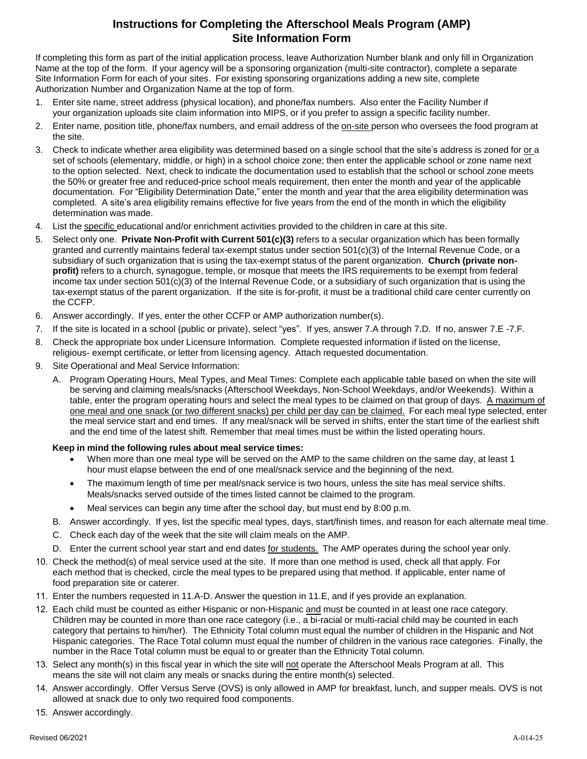# Instructions for Completing the Afterschool Meals Program (AMP) Site Information Form

If completing this form as part of the initial application process, leave Authorization Number blank and only fill in Organization Name at the top of the form. If your agency will be a sponsoring organization (multi-site contractor), complete a separate Site Information Form for each of your sites. For existing sponsoring organizations adding a new site, complete Authorization Number and Organization Name at the top of form.

1. Enter site name, street address (physical location), and phone/fax numbers. Also enter the Facility Number if your organization uploads site claim information into MIPS, or if you prefer to assign a specific facility number.
2. Enter name, position title, phone/fax numbers, and email address of the on-site person who oversees the food program at the site.
3. Check to indicate whether area eligibility was determined based on a single school that the site's address is zoned for or a set of schools (elementary, middle, or high) in a school choice zone; then enter the applicable school or zone name next to the option selected. Next, check to indicate the documentation used to establish that the school or school zone meets the 50% or greater free and reduced-price school meals requirement, then enter the month and year of the applicable documentation. For "Eligibility Determination Date," enter the month and year that the area eligibility determination was completed. A site's area eligibility remains effective for five years from the end of the month in which the eligibility determination was made.
4. List the specific educational and/or enrichment activities provided to the children in care at this site.
5. Select only one. **Private Non-Profit with Current 501(c)(3)** refers to a secular organization which has been formally granted and currently maintains federal tax-exempt status under section 501(c)(3) of the Internal Revenue Code, or a subsidiary of such organization that is using the tax-exempt status of the parent organization. **Church (private non-profit)** refers to a church, synagogue, temple, or mosque that meets the IRS requirements to be exempt from federal income tax under section 501(c)(3) of the Internal Revenue Code, or a subsidiary of such organization that is using the tax-exempt status of the parent organization. If the site is for-profit, it must be a traditional child care center currently on the CCFP.
6. Answer accordingly. If yes, enter the other CCFP or AMP authorization number(s).
7. If the site is located in a school (public or private), select "yes". If yes, answer 7.A through 7.D. If no, answer 7.E -7.F.
8. Check the appropriate box under Licensure Information. Complete requested information if listed on the license, religious- exempt certificate, or letter from licensing agency. Attach requested documentation.
9. Site Operational and Meal Service Information:
   A. Program Operating Hours, Meal Types, and Meal Times: Complete each applicable table based on when the site will be serving and claiming meals/snacks (Afterschool Weekdays, Non-School Weekdays, and/or Weekends). Within a table, enter the program operating hours and select the meal types to be claimed on that group of days. A maximum of one meal and one snack (or two different snacks) per child per day can be claimed. For each meal type selected, enter the meal service start and end times. If any meal/snack will be served in shifts, enter the start time of the earliest shift and the end time of the latest shift. Remember that meal times must be within the listed operating hours.

   **Keep in mind the following rules about meal service times:**
   - When more than one meal type will be served on the AMP to the same children on the same day, at least 1 hour must elapse between the end of one meal/snack service and the beginning of the next.
   - The maximum length of time per meal/snack service is two hours, unless the site has meal service shifts. Meals/snacks served outside of the times listed cannot be claimed to the program.
   - Meal services can begin any time after the school day, but must end by 8:00 p.m.

   B. Answer accordingly. If yes, list the specific meal types, days, start/finish times, and reason for each alternate meal time.
   C. Check each day of the week that the site will claim meals on the AMP.
   D. Enter the current school year start and end dates for students. The AMP operates during the school year only.
10. Check the method(s) of meal service used at the site. If more than one method is used, check all that apply. For each method that is checked, circle the meal types to be prepared using that method. If applicable, enter name of food preparation site or caterer.
11. Enter the numbers requested in 11.A-D. Answer the question in 11.E, and if yes provide an explanation.
12. Each child must be counted as either Hispanic or non-Hispanic and must be counted in at least one race category. Children may be counted in more than one race category (i.e., a bi-racial or multi-racial child may be counted in each category that pertains to him/her). The Ethnicity Total column must equal the number of children in the Hispanic and Not Hispanic categories. The Race Total column must equal the number of children in the various race categories. Finally, the number in the Race Total column must be equal to or greater than the Ethnicity Total column.
13. Select any month(s) in this fiscal year in which the site will not operate the Afterschool Meals Program at all. This means the site will not claim any meals or snacks during the entire month(s) selected.
14. Answer accordingly. Offer Versus Serve (OVS) is only allowed in AMP for breakfast, lunch, and supper meals. OVS is not allowed at snack due to only two required food components.
15. Answer accordingly.

Revised 06/2021 A-014-25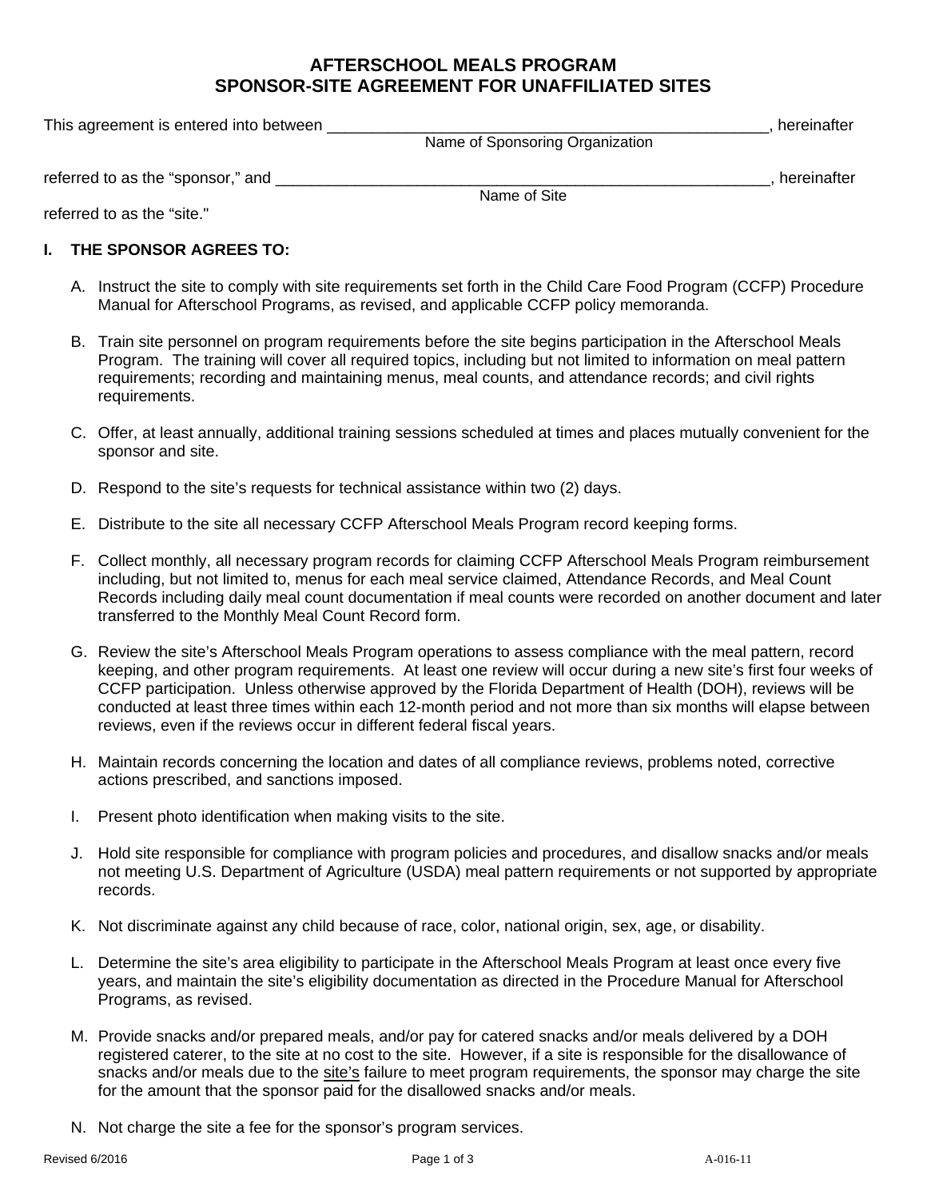# AFTERSCHOOL MEALS PROGRAM
# SPONSOR-SITE AGREEMENT FOR UNAFFILIATED SITES

This agreement is entered into between _____________________________________________________, hereinafter
Name of Sponsoring Organization

referred to as the "sponsor," and ___________________________________________________________, hereinafter
Name of Site

referred to as the "site."

**I. THE SPONSOR AGREES TO:**

A. Instruct the site to comply with site requirements set forth in the Child Care Food Program (CCFP) Procedure Manual for Afterschool Programs, as revised, and applicable CCFP policy memoranda.

B. Train site personnel on program requirements before the site begins participation in the Afterschool Meals Program. The training will cover all required topics, including but not limited to information on meal pattern requirements; recording and maintaining menus, meal counts, and attendance records; and civil rights requirements.

C. Offer, at least annually, additional training sessions scheduled at times and places mutually convenient for the sponsor and site.

D. Respond to the site's requests for technical assistance within two (2) days.

E. Distribute to the site all necessary CCFP Afterschool Meals Program record keeping forms.

F. Collect monthly, all necessary program records for claiming CCFP Afterschool Meals Program reimbursement including, but not limited to, menus for each meal service claimed, Attendance Records, and Meal Count Records including daily meal count documentation if meal counts were recorded on another document and later transferred to the Monthly Meal Count Record form.

G. Review the site's Afterschool Meals Program operations to assess compliance with the meal pattern, record keeping, and other program requirements. At least one review will occur during a new site's first four weeks of CCFP participation. Unless otherwise approved by the Florida Department of Health (DOH), reviews will be conducted at least three times within each 12-month period and not more than six months will elapse between reviews, even if the reviews occur in different federal fiscal years.

H. Maintain records concerning the location and dates of all compliance reviews, problems noted, corrective actions prescribed, and sanctions imposed.

I. Present photo identification when making visits to the site.

J. Hold site responsible for compliance with program policies and procedures, and disallow snacks and/or meals not meeting U.S. Department of Agriculture (USDA) meal pattern requirements or not supported by appropriate records.

K. Not discriminate against any child because of race, color, national origin, sex, age, or disability.

L. Determine the site's area eligibility to participate in the Afterschool Meals Program at least once every five years, and maintain the site's eligibility documentation as directed in the Procedure Manual for Afterschool Programs, as revised.

M. Provide snacks and/or prepared meals, and/or pay for catered snacks and/or meals delivered by a DOH registered caterer, to the site at no cost to the site. However, if a site is responsible for the disallowance of snacks and/or meals due to the site's failure to meet program requirements, the sponsor may charge the site for the amount that the sponsor paid for the disallowed snacks and/or meals.

N. Not charge the site a fee for the sponsor's program services.

Revised 6/2016 A-016-11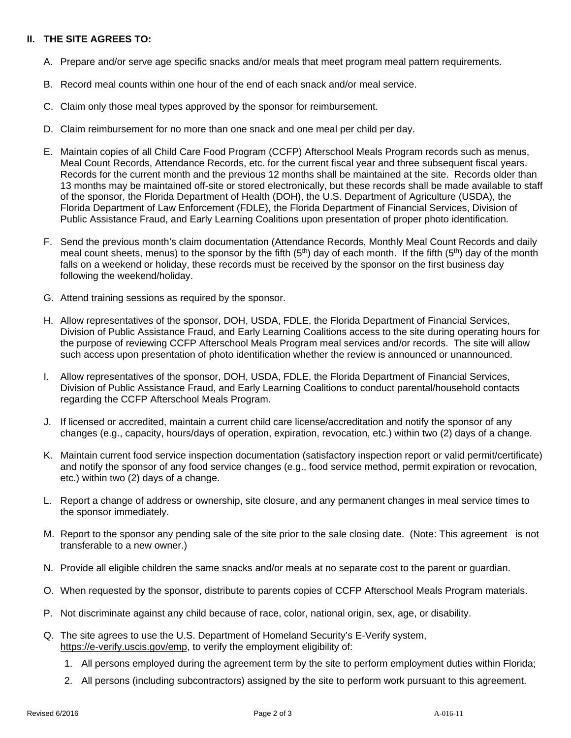## II. THE SITE AGREES TO:

A. Prepare and/or serve age specific snacks and/or meals that meet program meal pattern requirements.

B. Record meal counts within one hour of the end of each snack and/or meal service.

C. Claim only those meal types approved by the sponsor for reimbursement.

D. Claim reimbursement for no more than one snack and one meal per child per day.

E. Maintain copies of all Child Care Food Program (CCFP) Afterschool Meals Program records such as menus, Meal Count Records, Attendance Records, etc. for the current fiscal year and three subsequent fiscal years. Records for the current month and the previous 12 months shall be maintained at the site. Records older than 13 months may be maintained off-site or stored electronically, but these records shall be made available to staff of the sponsor, the Florida Department of Health (DOH), the U.S. Department of Agriculture (USDA), the Florida Department of Law Enforcement (FDLE), the Florida Department of Financial Services, Division of Public Assistance Fraud, and Early Learning Coalitions upon presentation of proper photo identification.

F. Send the previous month's claim documentation (Attendance Records, Monthly Meal Count Records and daily meal count sheets, menus) to the sponsor by the fifth (5th) day of each month. If the fifth (5th) day of the month falls on a weekend or holiday, these records must be received by the sponsor on the first business day following the weekend/holiday.

G. Attend training sessions as required by the sponsor.

H. Allow representatives of the sponsor, DOH, USDA, FDLE, the Florida Department of Financial Services, Division of Public Assistance Fraud, and Early Learning Coalitions access to the site during operating hours for the purpose of reviewing CCFP Afterschool Meals Program meal services and/or records. The site will allow such access upon presentation of photo identification whether the review is announced or unannounced.

I. Allow representatives of the sponsor, DOH, USDA, FDLE, the Florida Department of Financial Services, Division of Public Assistance Fraud, and Early Learning Coalitions to conduct parental/household contacts regarding the CCFP Afterschool Meals Program.

J. If licensed or accredited, maintain a current child care license/accreditation and notify the sponsor of any changes (e.g., capacity, hours/days of operation, expiration, revocation, etc.) within two (2) days of a change.

K. Maintain current food service inspection documentation (satisfactory inspection report or valid permit/certificate) and notify the sponsor of any food service changes (e.g., food service method, permit expiration or revocation, etc.) within two (2) days of a change.

L. Report a change of address or ownership, site closure, and any permanent changes in meal service times to the sponsor immediately.

M. Report to the sponsor any pending sale of the site prior to the sale closing date. (Note: This agreement is not transferable to a new owner.)

N. Provide all eligible children the same snacks and/or meals at no separate cost to the parent or guardian.

O. When requested by the sponsor, distribute to parents copies of CCFP Afterschool Meals Program materials.

P. Not discriminate against any child because of race, color, national origin, sex, age, or disability.

Q. The site agrees to use the U.S. Department of Homeland Security's E-Verify system, https://e-verify.uscis.gov/emp, to verify the employment eligibility of:

1. All persons employed during the agreement term by the site to perform employment duties within Florida;
2. All persons (including subcontractors) assigned by the site to perform work pursuant to this agreement.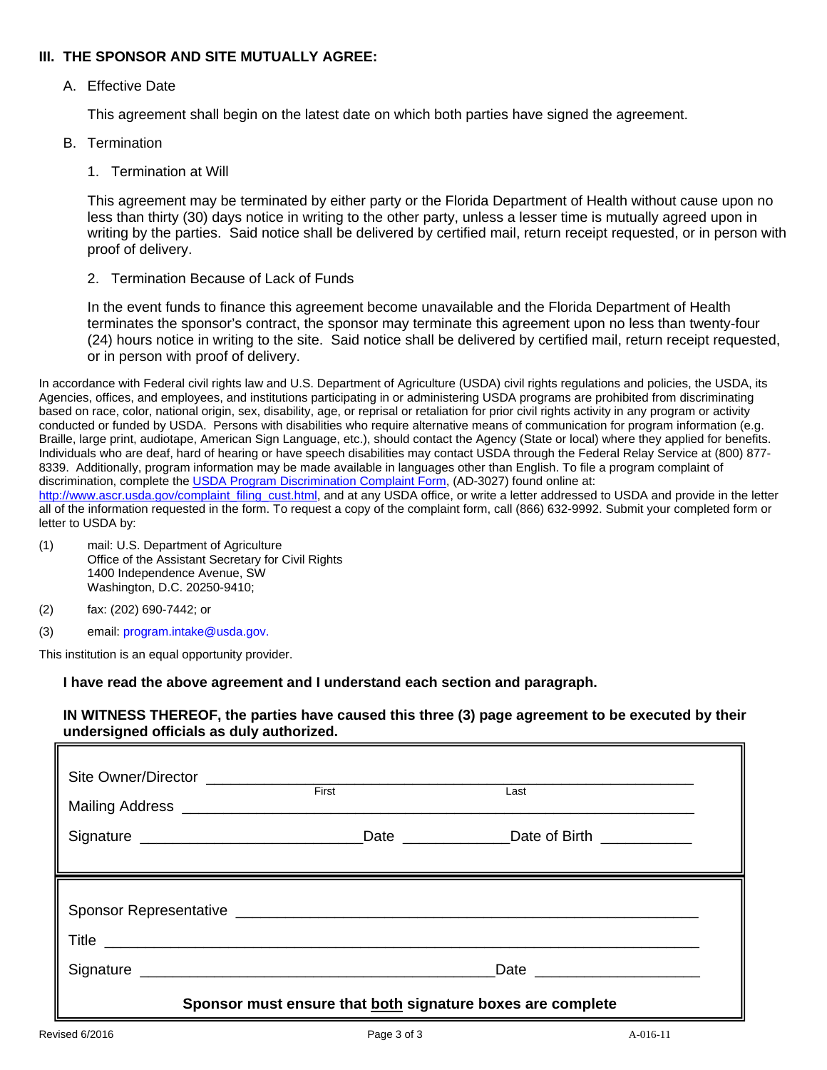## III. THE SPONSOR AND SITE MUTUALLY AGREE:

A. Effective Date

This agreement shall begin on the latest date on which both parties have signed the agreement.

B. Termination

1. Termination at Will

This agreement may be terminated by either party or the Florida Department of Health without cause upon no less than thirty (30) days notice in writing to the other party, unless a lesser time is mutually agreed upon in writing by the parties. Said notice shall be delivered by certified mail, return receipt requested, or in person with proof of delivery.

2. Termination Because of Lack of Funds

In the event funds to finance this agreement become unavailable and the Florida Department of Health terminates the sponsor's contract, the sponsor may terminate this agreement upon no less than twenty-four (24) hours notice in writing to the site. Said notice shall be delivered by certified mail, return receipt requested, or in person with proof of delivery.

In accordance with Federal civil rights law and U.S. Department of Agriculture (USDA) civil rights regulations and policies, the USDA, its Agencies, offices, and employees, and institutions participating in or administering USDA programs are prohibited from discriminating based on race, color, national origin, sex, disability, age, or reprisal or retaliation for prior civil rights activity in any program or activity conducted or funded by USDA. Persons with disabilities who require alternative means of communication for program information (e.g. Braille, large print, audiotape, American Sign Language, etc.), should contact the Agency (State or local) where they applied for benefits. Individuals who are deaf, hard of hearing or have speech disabilities may contact USDA through the Federal Relay Service at (800) 877-8339. Additionally, program information may be made available in languages other than English. To file a program complaint of discrimination, complete the USDA Program Discrimination Complaint Form, (AD-3027) found online at: http://www.ascr.usda.gov/complaint_filing_cust.html, and at any USDA office, or write a letter addressed to USDA and provide in the letter all of the information requested in the form. To request a copy of the complaint form, call (866) 632-9992. Submit your completed form or letter to USDA by:

(1) mail: U.S. Department of Agriculture
Office of the Assistant Secretary for Civil Rights
1400 Independence Avenue, SW
Washington, D.C. 20250-9410;

(2) fax: (202) 690-7442; or

(3) email: program.intake@usda.gov.

This institution is an equal opportunity provider.

**I have read the above agreement and I understand each section and paragraph.**

**IN WITNESS THEREOF, the parties have caused this three (3) page agreement to be executed by their undersigned officials as duly authorized.**

Site Owner/Director ______________________________ ______________________________
First Last

Mailing Address ____________________________________________________________

Signature __________________________ Date ____________ Date of Birth ___________

Sponsor Representative ______________________________________________________

Title ______________________________________________________________________

Signature ________________________________________ Date ___________________

**Sponsor must ensure that both signature boxes are complete**

Revised 6/2016 A-016-11